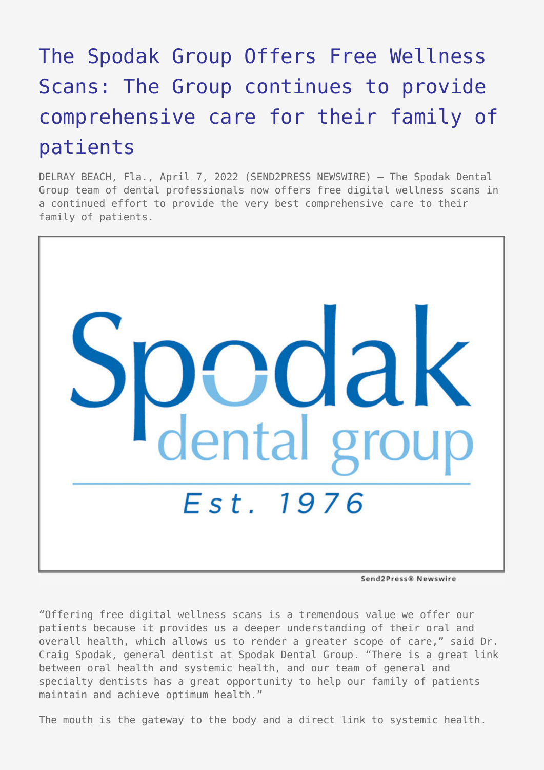# The Spodak Group Offers Free Wellness Scans: The Group continues to provide comprehensive care for their family of patients

DELRAY BEACH, Fla., April 7, 2022 (SEND2PRESS NEWSWIRE) — The Spodak Dental Group team of dental professionals now offers free digital wellness scans in a continued effort to provide the very best comprehensive care to their family of patients.

"Offering free digital wellness scans is a tremendous value we offer our patients because it provides us a deeper understanding of their oral and overall health, which allows us to render a greater scope of care," said Dr. Craig Spodak, general dentist at Spodak Dental Group. "There is a great link between oral health and systemic health, and our team of general and specialty dentists has a great opportunity to help our family of patients maintain and achieve optimum health."

The mouth is the gateway to the body and a direct link to systemic health.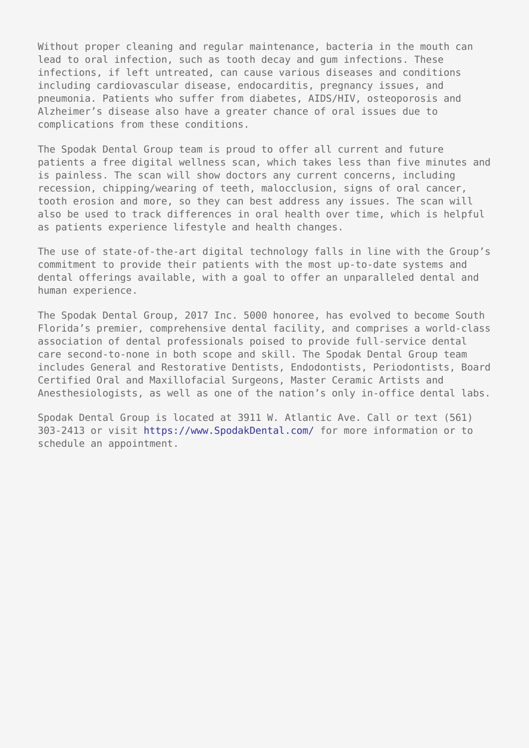Without proper cleaning and regular maintenance, bacteria in the mouth can lead to oral infection, such as tooth decay and gum infections. These infections, if left untreated, can cause various diseases and conditions including cardiovascular disease, endocarditis, pregnancy issues, and pneumonia. Patients who suffer from diabetes, AIDS/HIV, osteoporosis and Alzheimer’s disease also have a greater chance of oral issues due to complications from these conditions.

The Spodak Dental Group team is proud to offer all current and future patients a free digital wellness scan, which takes less than five minutes and is painless. The scan will show doctors any current concerns, including recession, chipping/wearing of teeth, malocclusion, signs of oral cancer, tooth erosion and more, so they can best address any issues. The scan will also be used to track differences in oral health over time, which is helpful as patients experience lifestyle and health changes.

The use of state-of-the-art digital technology falls in line with the Group’s commitment to provide their patients with the most up-to-date systems and dental offerings available, with a goal to offer an unparalleled dental and human experience.

The Spodak Dental Group, 2017 Inc. 5000 honoree, has evolved to become South Florida’s premier, comprehensive dental facility, and comprises a world-class association of dental professionals poised to provide full-service dental care second-to-none in both scope and skill. The Spodak Dental Group team includes General and Restorative Dentists, Endodontists, Periodontists, Board Certified Oral and Maxillofacial Surgeons, Master Ceramic Artists and Anesthesiologists, as well as one of the nation’s only in-office dental labs.

Spodak Dental Group is located at 3911 W. Atlantic Ave. Call or text (561) 303-2413 or visit https://www.SpodakDental.com/ for more information or to schedule an appointment.